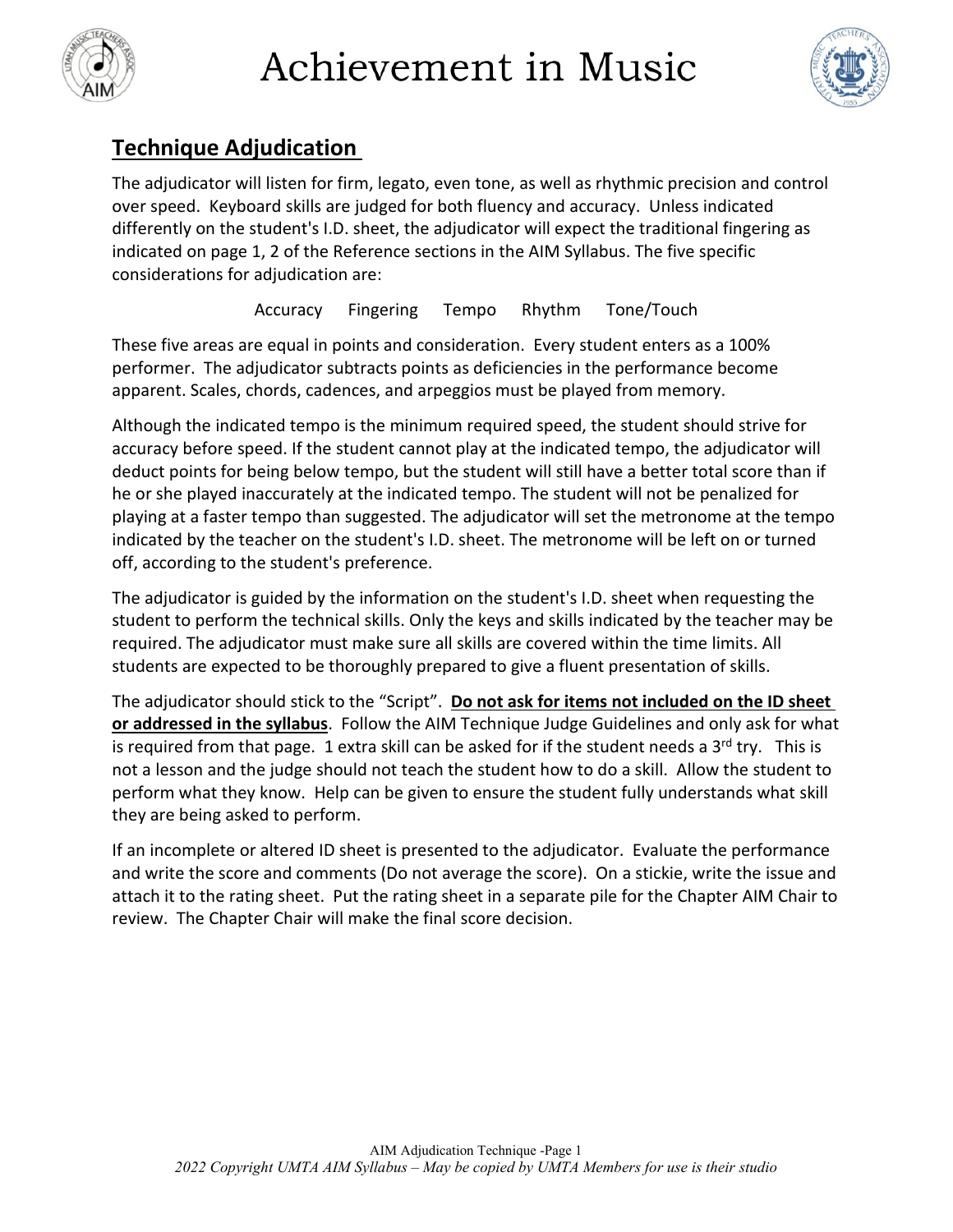# Achievement in Music

## Technique Adjudication

The adjudicator will listen for firm, legato, even tone, as well as rhythmic precision and control over speed. Keyboard skills are judged for both fluency and accuracy. Unless indicated differently on the student's I.D. sheet, the adjudicator will expect the traditional fingering as indicated on page 1, 2 of the Reference sections in the AIM Syllabus. The five specific considerations for adjudication are:

Accuracy   Fingering   Tempo   Rhythm   Tone/Touch

These five areas are equal in points and consideration. Every student enters as a 100% performer. The adjudicator subtracts points as deficiencies in the performance become apparent. Scales, chords, cadences, and arpeggios must be played from memory.

Although the indicated tempo is the minimum required speed, the student should strive for accuracy before speed. If the student cannot play at the indicated tempo, the adjudicator will deduct points for being below tempo, but the student will still have a better total score than if he or she played inaccurately at the indicated tempo. The student will not be penalized for playing at a faster tempo than suggested. The adjudicator will set the metronome at the tempo indicated by the teacher on the student's I.D. sheet. The metronome will be left on or turned off, according to the student's preference.

The adjudicator is guided by the information on the student's I.D. sheet when requesting the student to perform the technical skills. Only the keys and skills indicated by the teacher may be required. The adjudicator must make sure all skills are covered within the time limits. All students are expected to be thoroughly prepared to give a fluent presentation of skills.

The adjudicator should stick to the "Script". **Do not ask for items not included on the ID sheet or addressed in the syllabus**. Follow the AIM Technique Judge Guidelines and only ask for what is required from that page. 1 extra skill can be asked for if the student needs a 3rd try. This is not a lesson and the judge should not teach the student how to do a skill. Allow the student to perform what they know. Help can be given to ensure the student fully understands what skill they are being asked to perform.

If an incomplete or altered ID sheet is presented to the adjudicator. Evaluate the performance and write the score and comments (Do not average the score). On a stickie, write the issue and attach it to the rating sheet. Put the rating sheet in a separate pile for the Chapter AIM Chair to review. The Chapter Chair will make the final score decision.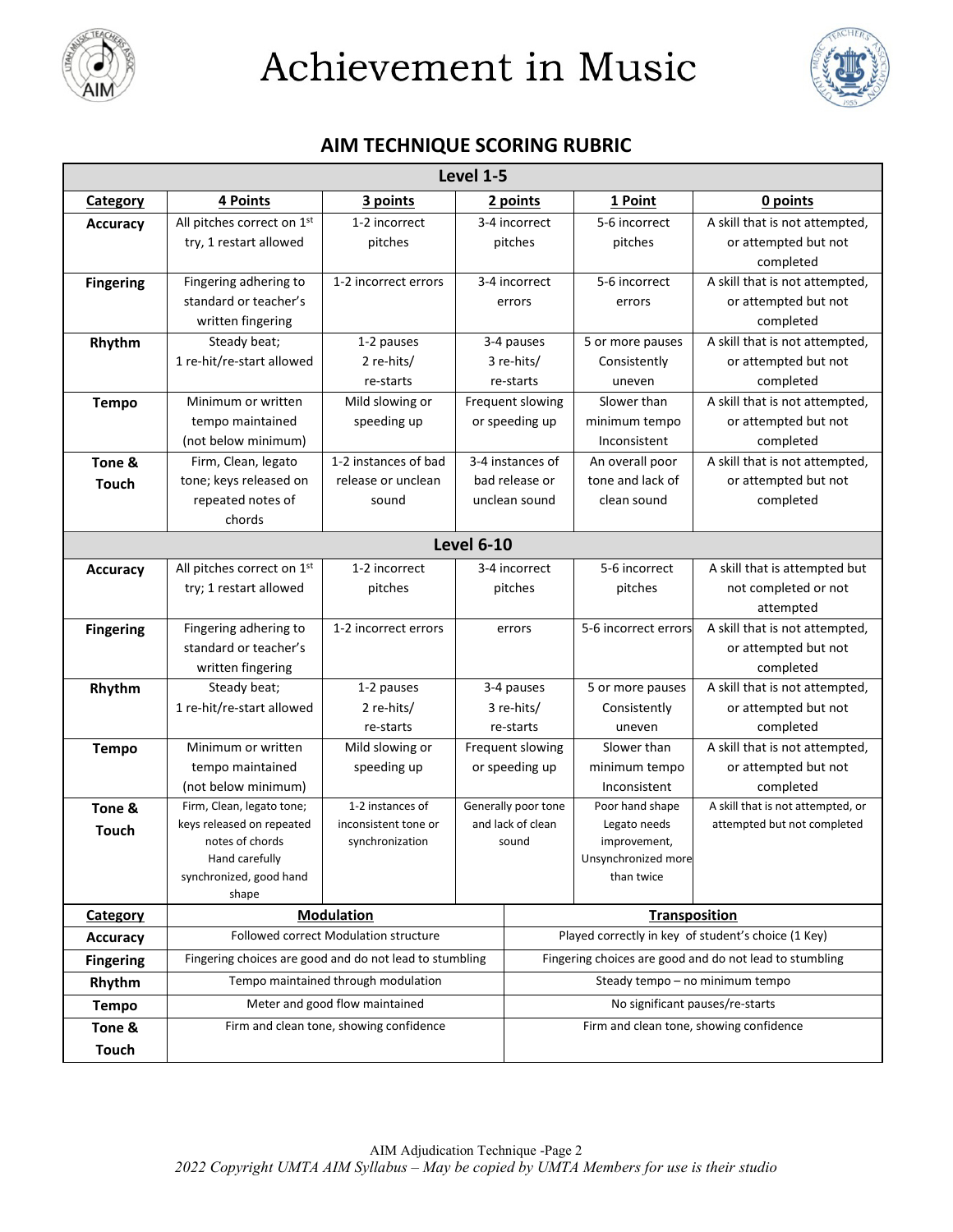# Achievement in Music

## AIM TECHNIQUE SCORING RUBRIC

| Level 1-5 | | | | | |
|---|---|---|---|---|---|
| **Category** | **4 Points** | **3 points** | **2 points** | **1 Point** | **0 points** |
| **Accuracy** | All pitches correct on 1st try, 1 restart allowed | 1-2 incorrect pitches | 3-4 incorrect pitches | 5-6 incorrect pitches | A skill that is not attempted, or attempted but not completed |
| **Fingering** | Fingering adhering to standard or teacher's written fingering | 1-2 incorrect errors | 3-4 incorrect errors | 5-6 incorrect errors | A skill that is not attempted, or attempted but not completed |
| **Rhythm** | Steady beat; 1 re-hit/re-start allowed | 1-2 pauses 2 re-hits/ re-starts | 3-4 pauses 3 re-hits/ re-starts | 5 or more pauses Consistently uneven | A skill that is not attempted, or attempted but not completed |
| **Tempo** | Minimum or written tempo maintained (not below minimum) | Mild slowing or speeding up | Frequent slowing or speeding up | Slower than minimum tempo Inconsistent | A skill that is not attempted, or attempted but not completed |
| **Tone & Touch** | Firm, Clean, legato tone; keys released on repeated notes of chords | 1-2 instances of bad release or unclean sound | 3-4 instances of bad release or unclean sound | An overall poor tone and lack of clean sound | A skill that is not attempted, or attempted but not completed |
| **Level 6-10** | | | | | |
| **Accuracy** | All pitches correct on 1st try; 1 restart allowed | 1-2 incorrect pitches | 3-4 incorrect pitches | 5-6 incorrect pitches | A skill that is attempted but not completed or not attempted |
| **Fingering** | Fingering adhering to standard or teacher's written fingering | 1-2 incorrect errors | errors | 5-6 incorrect errors | A skill that is not attempted, or attempted but not completed |
| **Rhythm** | Steady beat; 1 re-hit/re-start allowed | 1-2 pauses 2 re-hits/ re-starts | 3-4 pauses 3 re-hits/ re-starts | 5 or more pauses Consistently uneven | A skill that is not attempted, or attempted but not completed |
| **Tempo** | Minimum or written tempo maintained (not below minimum) | Mild slowing or speeding up | Frequent slowing or speeding up | Slower than minimum tempo Inconsistent | A skill that is not attempted, or attempted but not completed |
| **Tone & Touch** | Firm, Clean, legato tone; keys released on repeated notes of chords Hand carefully synchronized, good hand shape | 1-2 instances of inconsistent tone or synchronization | Generally poor tone and lack of clean sound | Poor hand shape Legato needs improvement, Unsynchronized more than twice | A skill that is not attempted, or attempted but not completed |

| **Category** | **Modulation** | **Transposition** |
|---|---|---|
| **Accuracy** | Followed correct Modulation structure | Played correctly in key of student's choice (1 Key) |
| **Fingering** | Fingering choices are good and do not lead to stumbling | Fingering choices are good and do not lead to stumbling |
| **Rhythm** | Tempo maintained through modulation | Steady tempo – no minimum tempo |
| **Tempo** | Meter and good flow maintained | No significant pauses/re-starts |
| **Tone & Touch** | Firm and clean tone, showing confidence | Firm and clean tone, showing confidence |

AIM Adjudication Technique -Page 2

*2022 Copyright UMTA AIM Syllabus – May be copied by UMTA Members for use is their studio*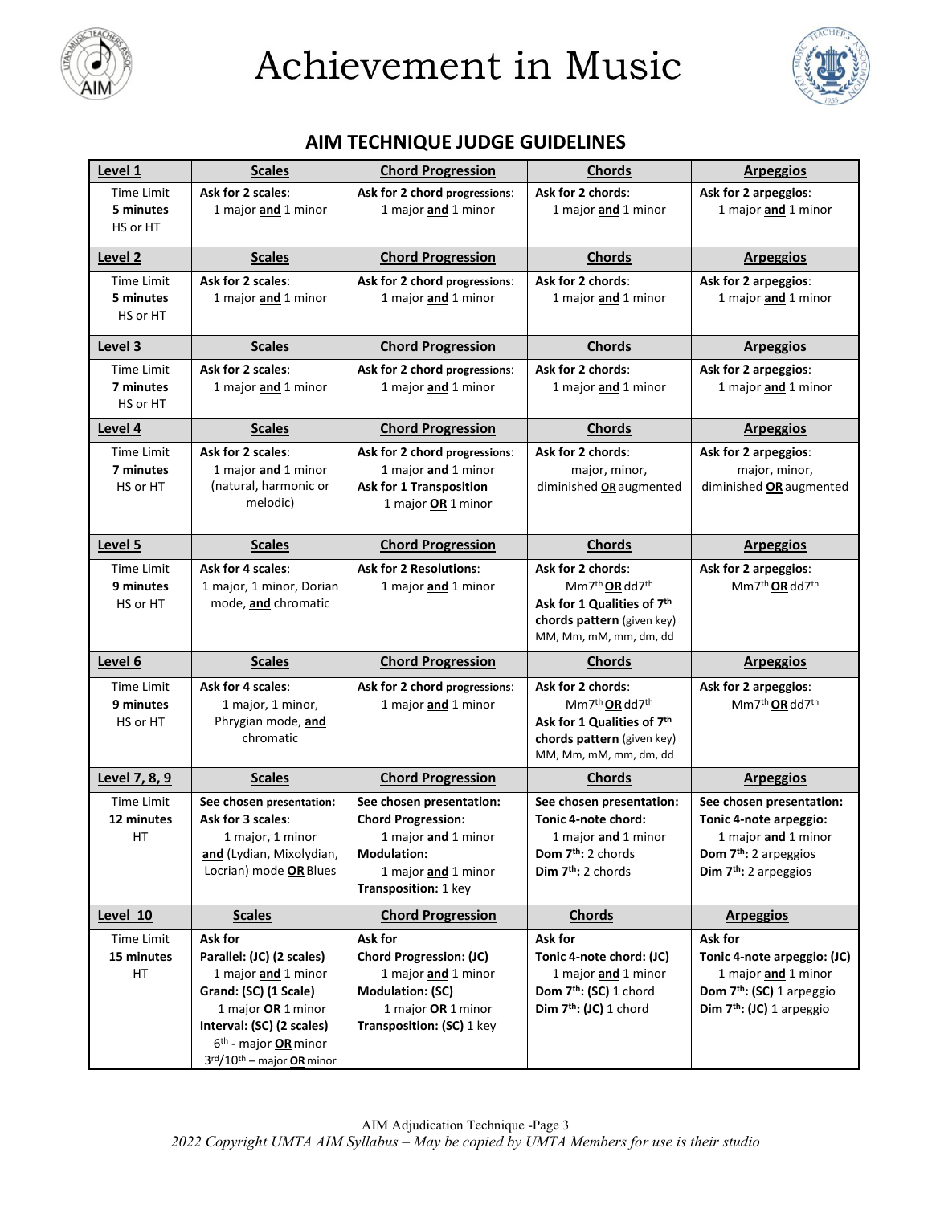# Achievement in Music

## AIM TECHNIQUE JUDGE GUIDELINES

| **Level 1** | **Scales** | **Chord Progression** | **Chord​s** | **Arpeggios** |
|---|---|---|---|---|
| Time Limit **5 minutes** HS or HT | **Ask for 2 scales**: 1 major **and** 1 minor | **Ask for 2 chord progressions**: 1 major **and** 1 minor | **Ask for 2 chords**: 1 major **and** 1 minor | **Ask for 2 arpeggios**: 1 major **and** 1 minor |
| **Level 2** | **Scales** | **Chord Progression** | **Chords** | **Arpeggios** |
| Time Limit **5 minutes** HS or HT | **Ask for 2 scales**: 1 major **and** 1 minor | **Ask for 2 chord progressions**: 1 major **and** 1 minor | **Ask for 2 chords**: 1 major **and** 1 minor | **Ask for 2 arpeggios**: 1 major **and** 1 minor |
| **Level 3** | **Scales** | **Chord Progression** | **Chords** | **Arpeggios** |
| Time Limit **7 minutes** HS or HT | **Ask for 2 scales**: 1 major **and** 1 minor | **Ask for 2 chord progressions**: 1 major **and** 1 minor | **Ask for 2 chords**: 1 major **and** 1 minor | **Ask for 2 arpeggios**: 1 major **and** 1 minor |
| **Level 4** | **Scales** | **Chord Progression** | **Chords** | **Arpeggios** |
| Time Limit **7 minutes** HS or HT | **Ask for 2 scales**: 1 major **and** 1 minor (natural, harmonic or melodic) | **Ask for 2 chord progressions**: 1 major **and** 1 minor **Ask for 1 Transposition** 1 major **OR** 1 minor | **Ask for 2 chords**: major, minor, diminished **OR** augmented | **Ask for 2 arpeggios**: major, minor, diminished **OR** augmented |
| **Level 5** | **Scales** | **Chord Progression** | **Chords** | **Arpeggios** |
| Time Limit **9 minutes** HS or HT | **Ask for 4 scales**: 1 major, 1 minor, Dorian mode, **and** chromatic | **Ask for 2 Resolutions**: 1 major **and** 1 minor | **Ask for 2 chords**: Mm7th **OR** dd7th **Ask for 1 Qualities of 7th chords pattern** (given key) MM, Mm, mM, mm, dm, dd | **Ask for 2 arpeggios**: Mm7th **OR** dd7th |
| **Level 6** | **Scales** | **Chord Progression** | **Chords** | **Arpeggios** |
| Time Limit **9 minutes** HS or HT | **Ask for 4 scales**: 1 major, 1 minor, Phrygian mode, **and** chromatic | **Ask for 2 chord progressions**: 1 major **and** 1 minor | **Ask for 2 chords**: Mm7th **OR** dd7th **Ask for 1 Qualities of 7th chords pattern** (given key) MM, Mm, mM, mm, dm, dd | **Ask for 2 arpeggios**: Mm7th **OR** dd7th |
| **Level 7, 8, 9** | **Scales** | **Chord Progression** | **Chords** | **Arpeggios** |
| Time Limit **12 minutes** HT | **See chosen presentation: Ask for 3 scales**: 1 major, 1 minor **and** (Lydian, Mixolydian, Locrian) mode **OR** Blues | **See chosen presentation: Chord Progression:** 1 major **and** 1 minor **Modulation:** 1 major **and** 1 minor **Transposition:** 1 key | **See chosen presentation: Tonic 4-note chord:** 1 major **and** 1 minor **Dom 7th:** 2 chords **Dim 7th:** 2 chords | **See chosen presentation: Tonic 4-note arpeggio:** 1 major **and** 1 minor **Dom 7th:** 2 arpeggios **Dim 7th:** 2 arpeggios |
| **Level 10** | **Scales** | **Chord Progression** | **Chords** | **Arpeggios** |
| Time Limit **15 minutes** HT | **Ask for Parallel: (JC) (2 scales)** 1 major **and** 1 minor **Grand: (SC) (1 Scale)** 1 major **OR** 1 minor **Interval: (SC) (2 scales)** 6th - major **OR** minor 3rd/10th – major **OR** minor | **Ask for Chord Progression: (JC)** 1 major **and** 1 minor **Modulation: (SC)** 1 major **OR** 1 minor **Transposition: (SC)** 1 key | **Ask for Tonic 4-note chord: (JC)** 1 major **and** 1 minor **Dom 7th: (SC)** 1 chord **Dim 7th: (JC)** 1 chord | **Ask for Tonic 4-note arpeggio: (JC)** 1 major **and** 1 minor **Dom 7th: (SC)** 1 arpeggio **Dim 7th: (JC)** 1 arpeggio |

AIM Adjudication Technique -Page 3

*2022 Copyright UMTA AIM Syllabus – May be copied by UMTA Members for use is their studio*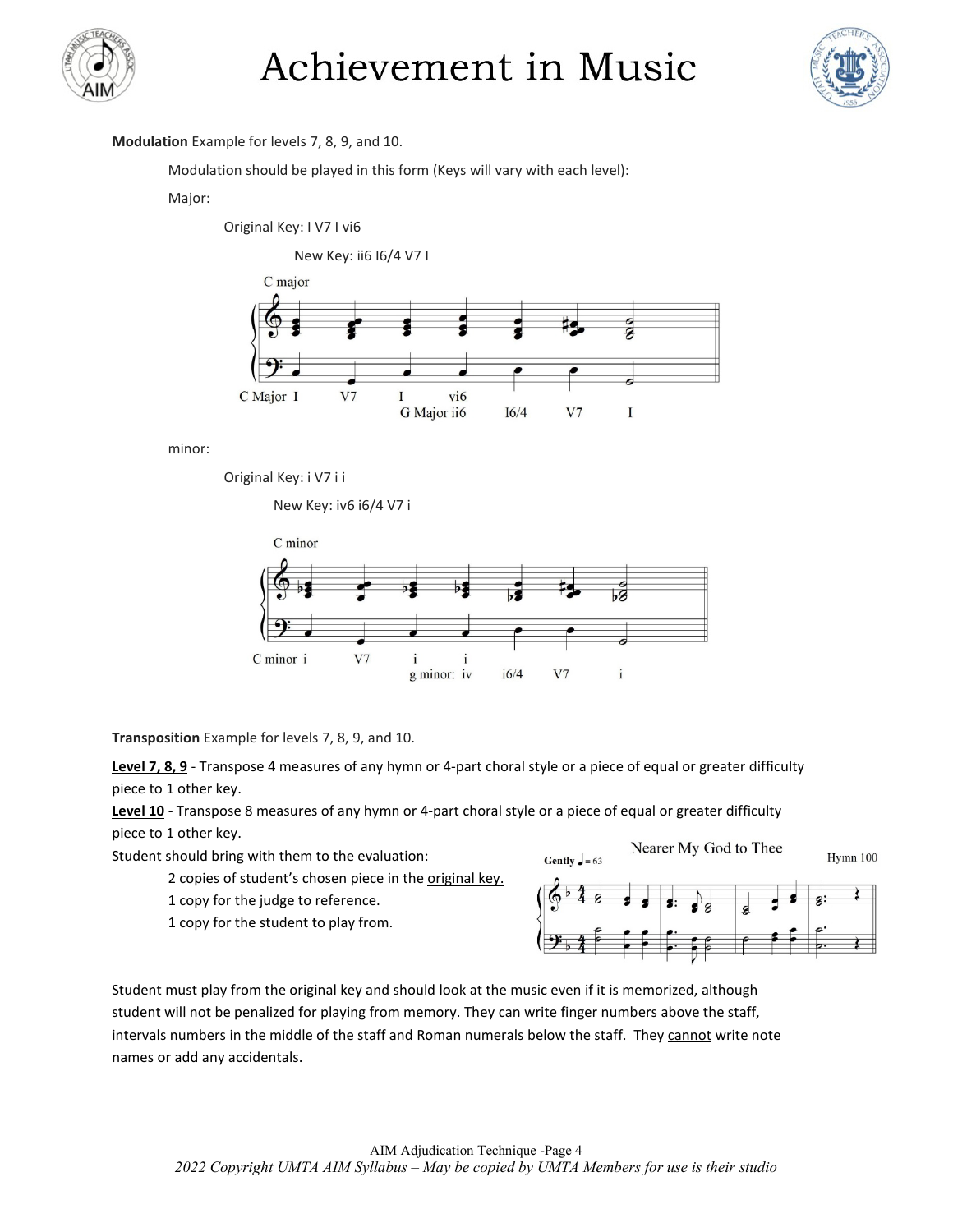**Modulation** Example for levels 7, 8, 9, and 10.

Modulation should be played in this form (Keys will vary with each level):

Major:

Original Key: I V7 I vi6

New Key: ii6 I6/4 V7 I

C major

C Major I V7 I vi6
G Major ii6 I6/4 V7 I

minor:

Original Key: i V7 i i

New Key: iv6 i6/4 V7 i

C minor

C minor i V7 i i
g minor: iv i6/4 V7 i

**Transposition** Example for levels 7, 8, 9, and 10.

**Level 7, 8, 9** - Transpose 4 measures of any hymn or 4-part choral style or a piece of equal or greater difficulty piece to 1 other key.

**Level 10** - Transpose 8 measures of any hymn or 4-part choral style or a piece of equal or greater difficulty piece to 1 other key.

Student should bring with them to the evaluation:

- 2 copies of student's chosen piece in the original key.
- 1 copy for the judge to reference.
- 1 copy for the student to play from.

Nearer My God to Thee — Gently ♩= 63 — Hymn 100

Student must play from the original key and should look at the music even if it is memorized, although student will not be penalized for playing from memory. They can write finger numbers above the staff, intervals numbers in the middle of the staff and Roman numerals below the staff. They cannot write note names or add any accidentals.